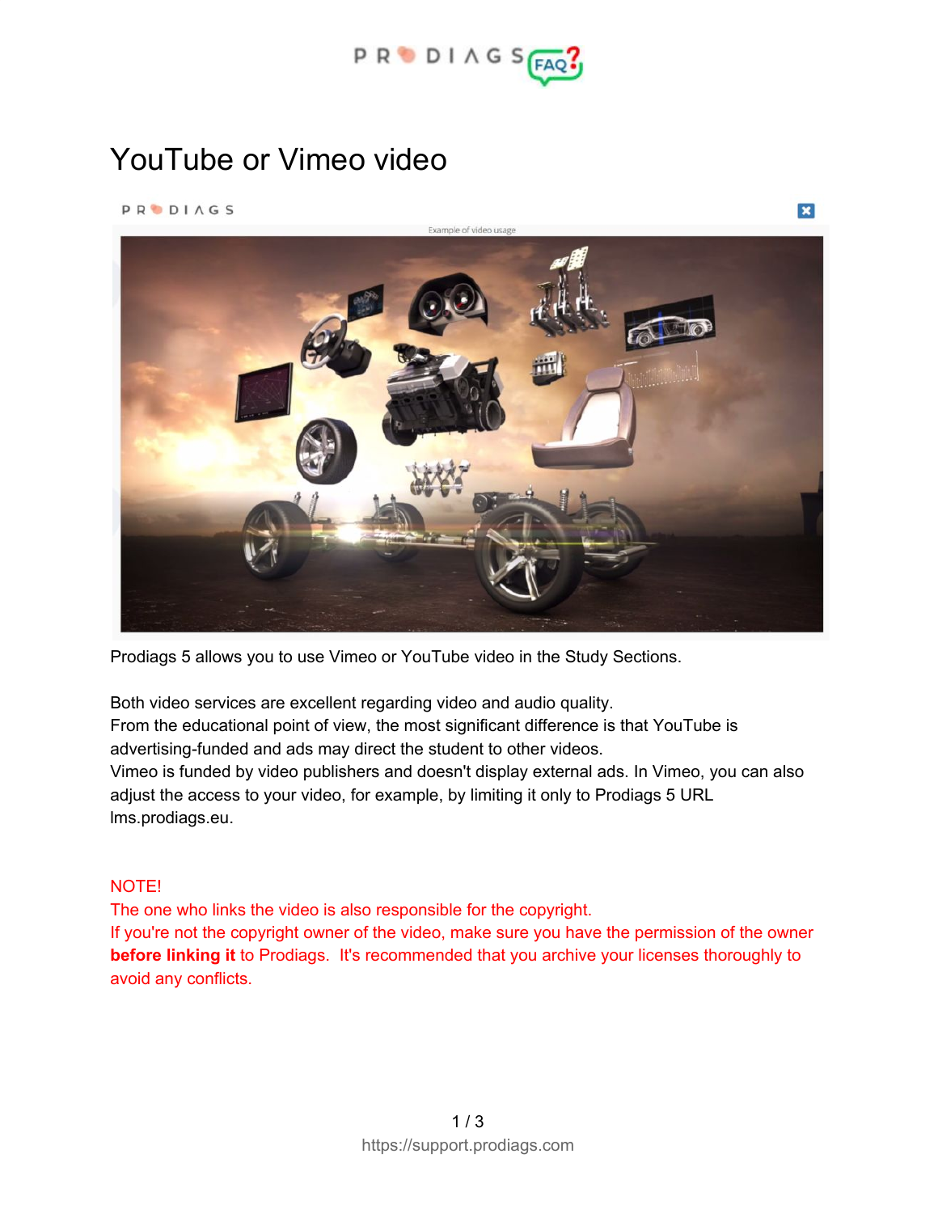# YouTube or Vimeo video

Prodiags 5 allows you to use Vimeo or YouTube video in the Study Sections.

Both video services are excellent regarding video and audio quality.
From the educational point of view, the most significant difference is that YouTube is advertising-funded and ads may direct the student to other videos.
Vimeo is funded by video publishers and doesn't display external ads. In Vimeo, you can also adjust the access to your video, for example, by limiting it only to Prodiags 5 URL lms.prodiags.eu.

NOTE!
The one who links the video is also responsible for the copyright.
If you're not the copyright owner of the video, make sure you have the permission of the owner **before linking it** to Prodiags. It's recommended that you archive your licenses thoroughly to avoid any conflicts.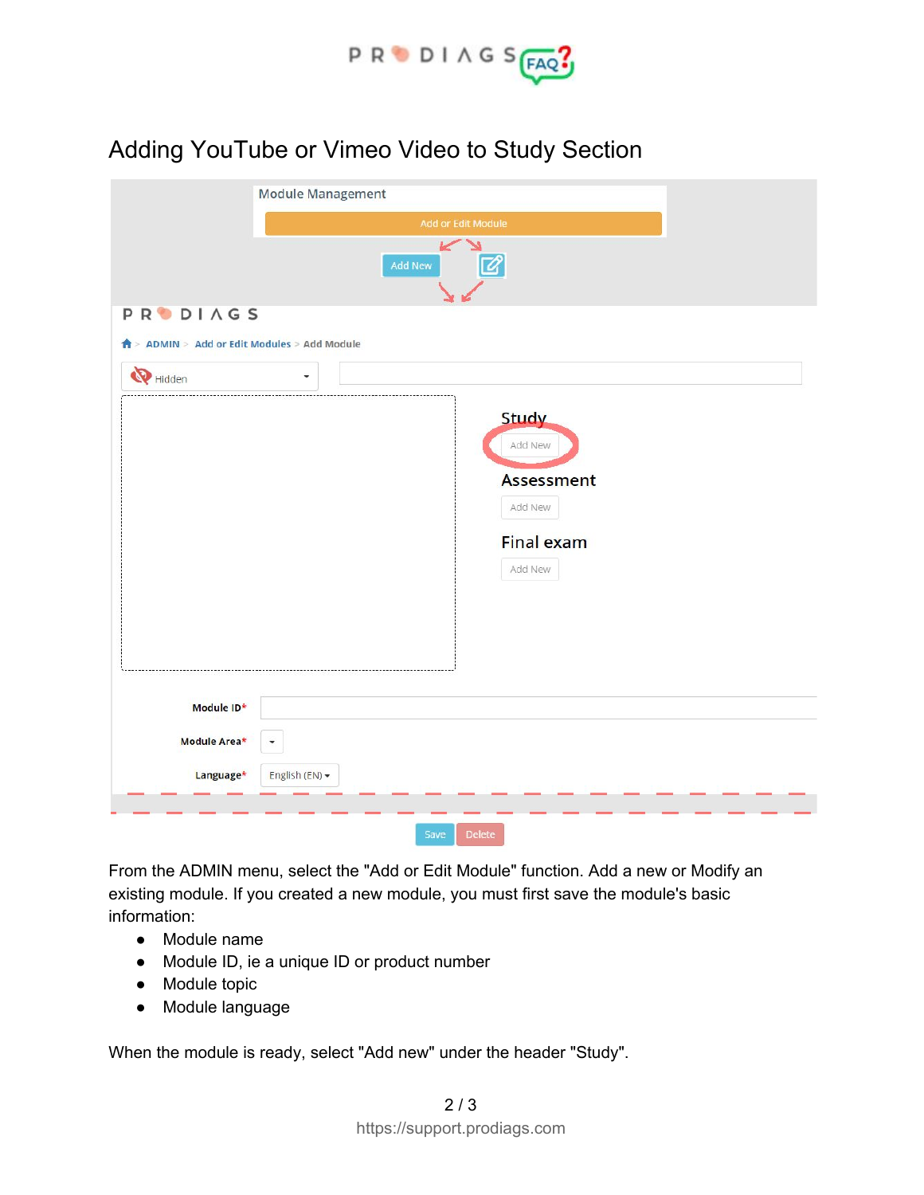# Adding YouTube or Vimeo Video to Study Section

From the ADMIN menu, select the "Add or Edit Module" function. Add a new or Modify an existing module. If you created a new module, you must first save the module's basic information:

- Module name
- Module ID, ie a unique ID or product number
- Module topic
- Module language

When the module is ready, select "Add new" under the header "Study".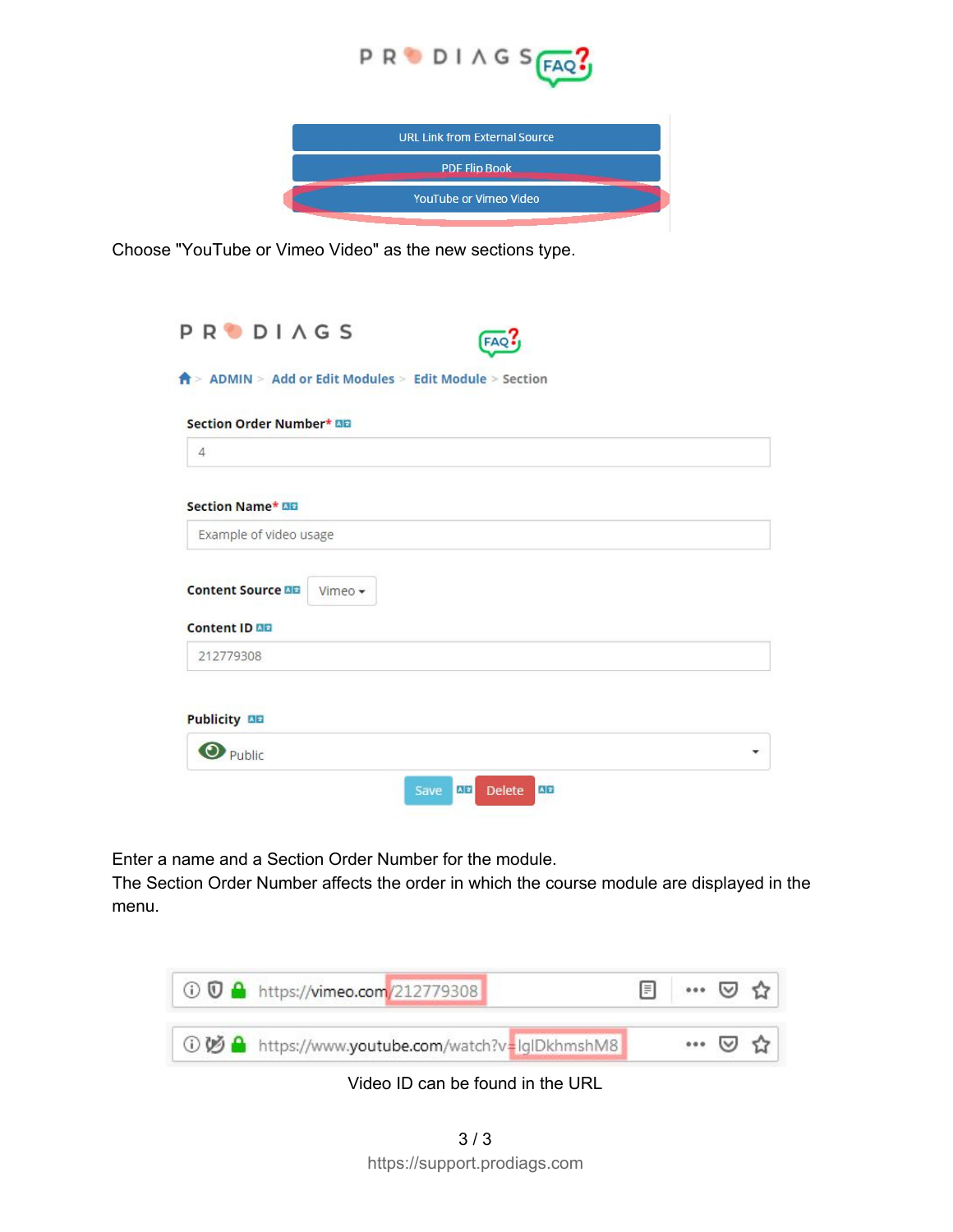Choose "YouTube or Vimeo Video" as the new sections type.

Enter a name and a Section Order Number for the module.
The Section Order Number affects the order in which the course module are displayed in the menu.

Video ID can be found in the URL

https://support.prodiags.com